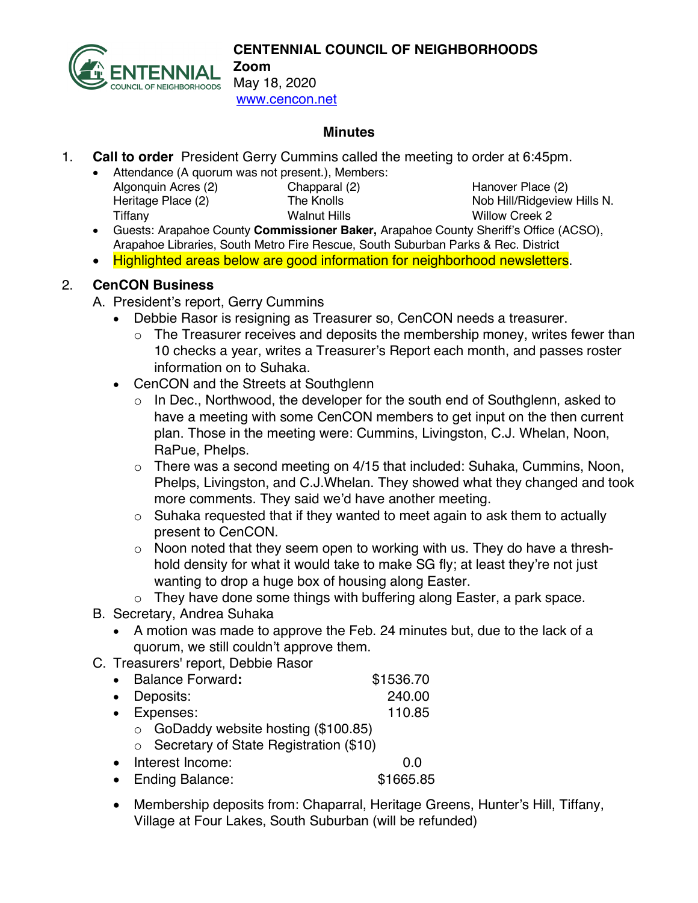# CENTENNIAL COUNCIL OF NEIGHBORHOODS

**Zoom**
May 18, 2020
www.cencon.net

## Minutes

1. **Call to order** President Gerry Cummins called the meeting to order at 6:45pm.
   - Attendance (A quorum was not present.), Members:

| | | |
|---|---|---|
| Algonquin Acres (2) | Chapparal (2) | Hanover Place (2) |
| Heritage Place (2) | The Knolls | Nob Hill/Ridgeview Hills N. |
| Tiffany | Walnut Hills | Willow Creek 2 |

   - Guests: Arapahoe County **Commissioner Baker,** Arapahoe County Sheriff's Office (ACSO), Arapahoe Libraries, South Metro Fire Rescue, South Suburban Parks & Rec. District
   - Highlighted areas below are good information for neighborhood newsletters.

2. **CenCON Business**
   A. President's report, Gerry Cummins
   - Debbie Rasor is resigning as Treasurer so, CenCON needs a treasurer.
     - The Treasurer receives and deposits the membership money, writes fewer than 10 checks a year, writes a Treasurer's Report each month, and passes roster information on to Suhaka.
   - CenCON and the Streets at Southglenn
     - In Dec., Northwood, the developer for the south end of Southglenn, asked to have a meeting with some CenCON members to get input on the then current plan. Those in the meeting were: Cummins, Livingston, C.J. Whelan, Noon, RaPue, Phelps.
     - There was a second meeting on 4/15 that included: Suhaka, Cummins, Noon, Phelps, Livingston, and C.J.Whelan. They showed what they changed and took more comments. They said we'd have another meeting.
     - Suhaka requested that if they wanted to meet again to ask them to actually present to CenCON.
     - Noon noted that they seem open to working with us. They do have a thresh-hold density for what it would take to make SG fly; at least they're not just wanting to drop a huge box of housing along Easter.
     - They have done some things with buffering along Easter, a park space.

   B. Secretary, Andrea Suhaka
   - A motion was made to approve the Feb. 24 minutes but, due to the lack of a quorum, we still couldn't approve them.

   C. Treasurers' report, Debbie Rasor
   - Balance Forward**:** $1536.70
   - Deposits: 240.00
   - Expenses: 110.85
     - GoDaddy website hosting ($100.85)
     - Secretary of State Registration ($10)
   - Interest Income: 0.0
   - Ending Balance: $1665.85
   - Membership deposits from: Chaparral, Heritage Greens, Hunter's Hill, Tiffany, Village at Four Lakes, South Suburban (will be refunded)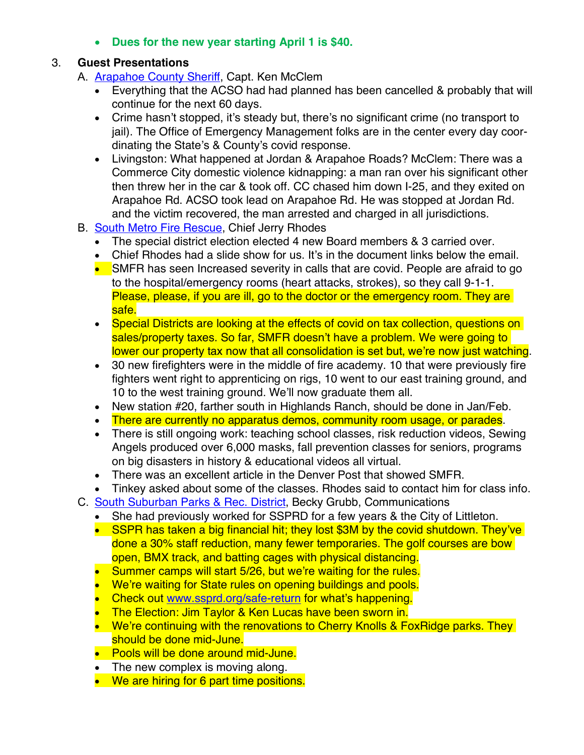- **Dues for the new year starting April 1 is $40.**

3. **Guest Presentations**

   A. [Arapahoe County Sheriff](), Capt. Ken McClem
   - Everything that the ACSO had had planned has been cancelled & probably that will continue for the next 60 days.
   - Crime hasn't stopped, it's steady but, there's no significant crime (no transport to jail). The Office of Emergency Management folks are in the center every day coordinating the State's & County's covid response.
   - Livingston: What happened at Jordan & Arapahoe Roads? McClem: There was a Commerce City domestic violence kidnapping: a man ran over his significant other then threw her in the car & took off. CC chased him down I-25, and they exited on Arapahoe Rd. ACSO took lead on Arapahoe Rd. He was stopped at Jordan Rd. and the victim recovered, the man arrested and charged in all jurisdictions.

   B. [South Metro Fire Rescue](), Chief Jerry Rhodes
   - The special district election elected 4 new Board members & 3 carried over.
   - Chief Rhodes had a slide show for us. It's in the document links below the email.
   - SMFR has seen Increased severity in calls that are covid. People are afraid to go to the hospital/emergency rooms (heart attacks, strokes), so they call 9-1-1. Please, please, if you are ill, go to the doctor or the emergency room. They are safe.
   - Special Districts are looking at the effects of covid on tax collection, questions on sales/property taxes. So far, SMFR doesn't have a problem. We were going to lower our property tax now that all consolidation is set but, we're now just watching.
   - 30 new firefighters were in the middle of fire academy. 10 that were previously fire fighters went right to apprenticing on rigs, 10 went to our east training ground, and 10 to the west training ground. We'll now graduate them all.
   - New station #20, farther south in Highlands Ranch, should be done in Jan/Feb.
   - There are currently no apparatus demos, community room usage, or parades.
   - There is still ongoing work: teaching school classes, risk reduction videos, Sewing Angels produced over 6,000 masks, fall prevention classes for seniors, programs on big disasters in history & educational videos all virtual.
   - There was an excellent article in the Denver Post that showed SMFR.
   - Tinkey asked about some of the classes. Rhodes said to contact him for class info.

   C. [South Suburban Parks & Rec. District](), Becky Grubb, Communications
   - She had previously worked for SSPRD for a few years & the City of Littleton.
   - SSPR has taken a big financial hit; they lost $3M by the covid shutdown. They've done a 30% staff reduction, many fewer temporaries. The golf courses are bow open, BMX track, and batting cages with physical distancing.
   - Summer camps will start 5/26, but we're waiting for the rules.
   - We're waiting for State rules on opening buildings and pools.
   - Check out [www.ssprd.org/safe-return]() for what's happening.
   - The Election: Jim Taylor & Ken Lucas have been sworn in.
   - We're continuing with the renovations to Cherry Knolls & FoxRidge parks. They should be done mid-June.
   - Pools will be done around mid-June.
   - The new complex is moving along.
   - We are hiring for 6 part time positions.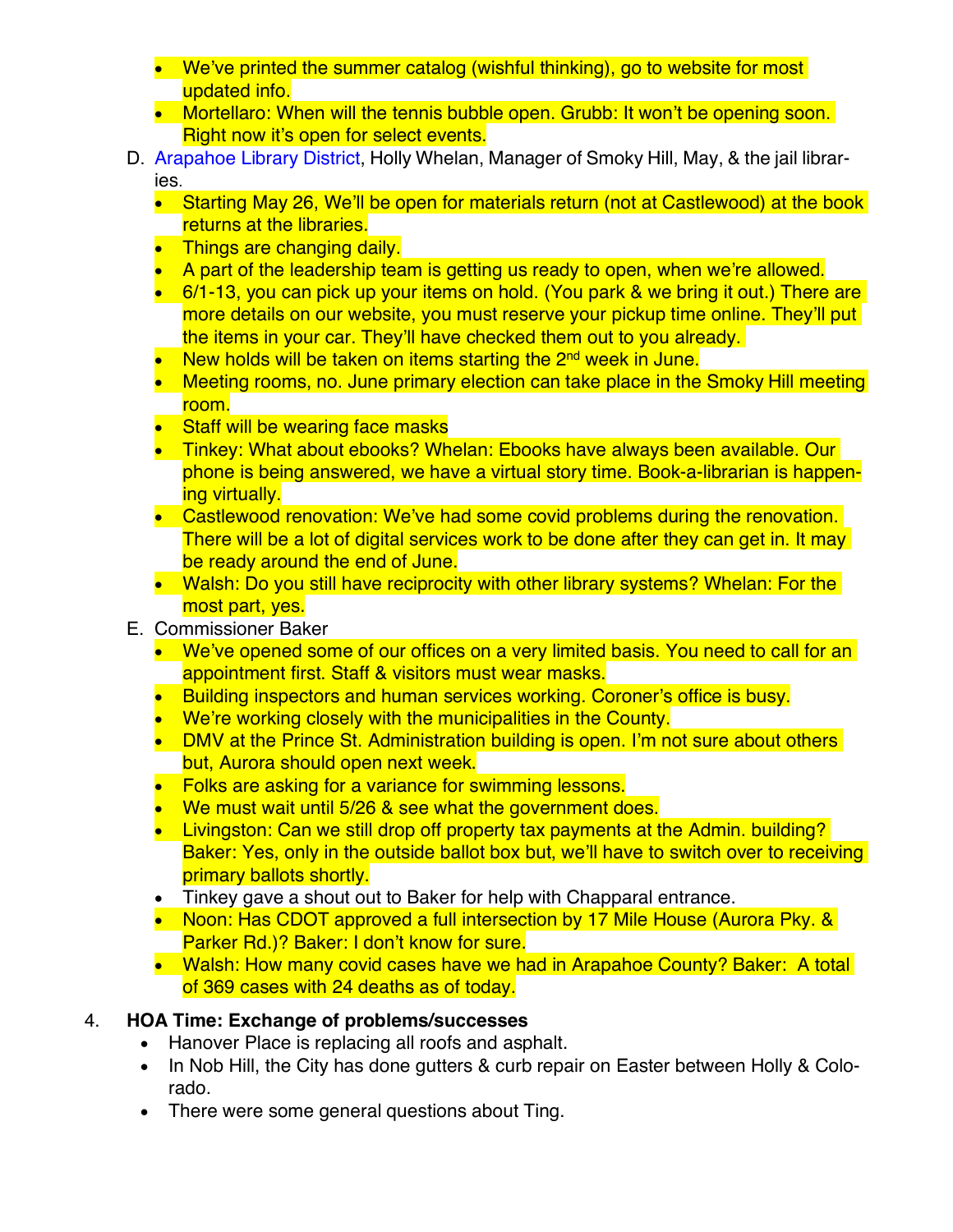- We've printed the summer catalog (wishful thinking), go to website for most updated info.
- Mortellaro: When will the tennis bubble open. Grubb: It won't be opening soon. Right now it's open for select events.

D. Arapahoe Library District, Holly Whelan, Manager of Smoky Hill, May, & the jail libraries.

- Starting May 26, We'll be open for materials return (not at Castlewood) at the book returns at the libraries.
- Things are changing daily.
- A part of the leadership team is getting us ready to open, when we're allowed.
- 6/1-13, you can pick up your items on hold. (You park & we bring it out.) There are more details on our website, you must reserve your pickup time online. They'll put the items in your car. They'll have checked them out to you already.
- New holds will be taken on items starting the 2nd week in June.
- Meeting rooms, no. June primary election can take place in the Smoky Hill meeting room.
- Staff will be wearing face masks
- Tinkey: What about ebooks? Whelan: Ebooks have always been available. Our phone is being answered, we have a virtual story time. Book-a-librarian is happening virtually.
- Castlewood renovation: We've had some covid problems during the renovation. There will be a lot of digital services work to be done after they can get in. It may be ready around the end of June.
- Walsh: Do you still have reciprocity with other library systems? Whelan: For the most part, yes.

E. Commissioner Baker

- We've opened some of our offices on a very limited basis. You need to call for an appointment first. Staff & visitors must wear masks.
- Building inspectors and human services working. Coroner's office is busy.
- We're working closely with the municipalities in the County.
- DMV at the Prince St. Administration building is open. I'm not sure about others but, Aurora should open next week.
- Folks are asking for a variance for swimming lessons.
- We must wait until 5/26 & see what the government does.
- Livingston: Can we still drop off property tax payments at the Admin. building? Baker: Yes, only in the outside ballot box but, we'll have to switch over to receiving primary ballots shortly.
- Tinkey gave a shout out to Baker for help with Chapparal entrance.
- Noon: Has CDOT approved a full intersection by 17 Mile House (Aurora Pky. & Parker Rd.)? Baker: I don't know for sure.
- Walsh: How many covid cases have we had in Arapahoe County? Baker: A total of 369 cases with 24 deaths as of today.

4. **HOA Time: Exchange of problems/successes**
   - Hanover Place is replacing all roofs and asphalt.
   - In Nob Hill, the City has done gutters & curb repair on Easter between Holly & Colorado.
   - There were some general questions about Ting.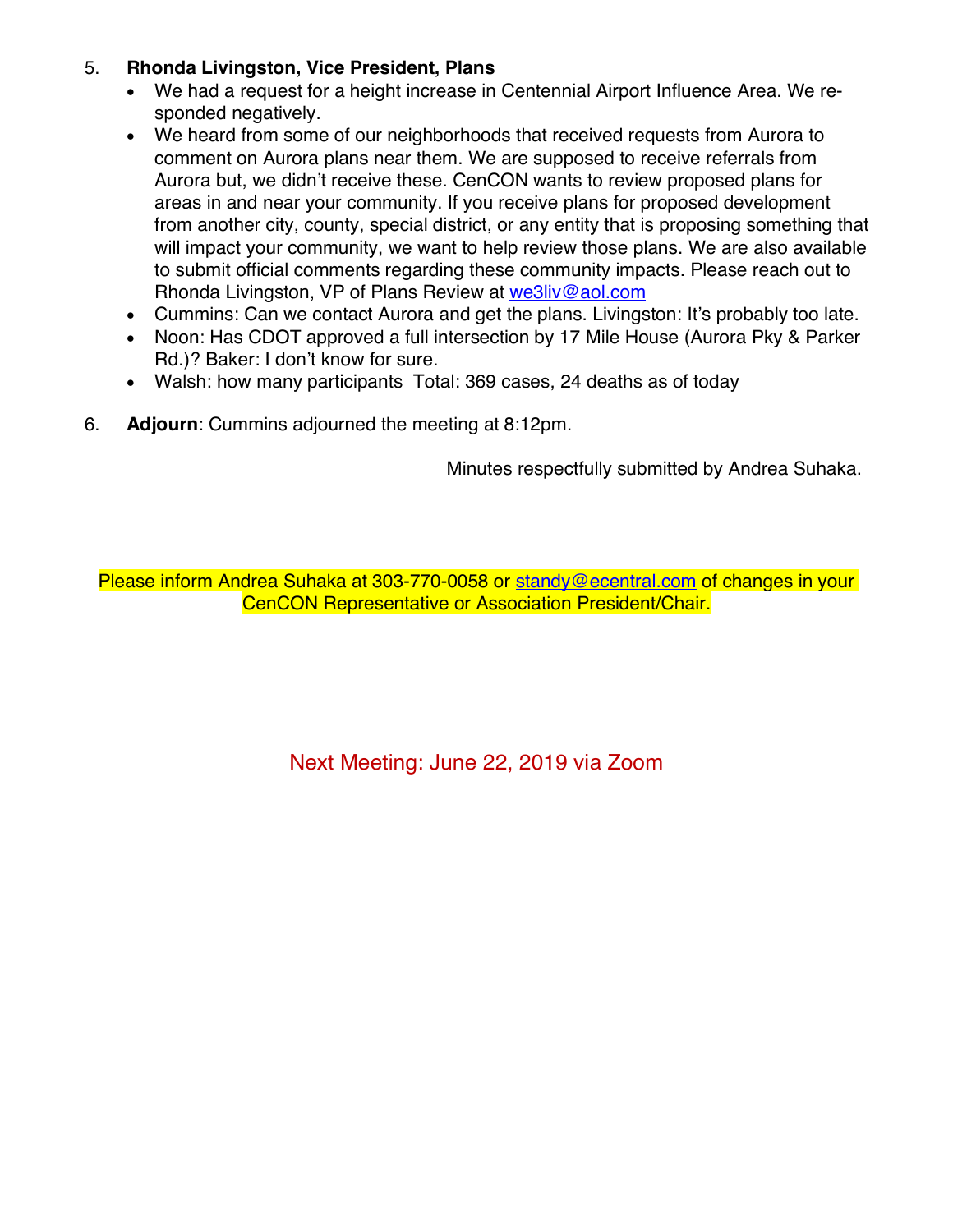5. **Rhonda Livingston, Vice President, Plans**
   - We had a request for a height increase in Centennial Airport Influence Area. We responded negatively.
   - We heard from some of our neighborhoods that received requests from Aurora to comment on Aurora plans near them. We are supposed to receive referrals from Aurora but, we didn't receive these. CenCON wants to review proposed plans for areas in and near your community. If you receive plans for proposed development from another city, county, special district, or any entity that is proposing something that will impact your community, we want to help review those plans. We are also available to submit official comments regarding these community impacts. Please reach out to Rhonda Livingston, VP of Plans Review at [we3liv@aol.com](mailto:we3liv@aol.com)
   - Cummins: Can we contact Aurora and get the plans. Livingston: It's probably too late.
   - Noon: Has CDOT approved a full intersection by 17 Mile House (Aurora Pky & Parker Rd.)? Baker: I don't know for sure.
   - Walsh: how many participants  Total: 369 cases, 24 deaths as of today

6. **Adjourn**: Cummins adjourned the meeting at 8:12pm.

Minutes respectfully submitted by Andrea Suhaka.

Please inform Andrea Suhaka at 303-770-0058 or [standy@ecentral.com](mailto:standy@ecentral.com) of changes in your CenCON Representative or Association President/Chair.

Next Meeting: June 22, 2019 via Zoom